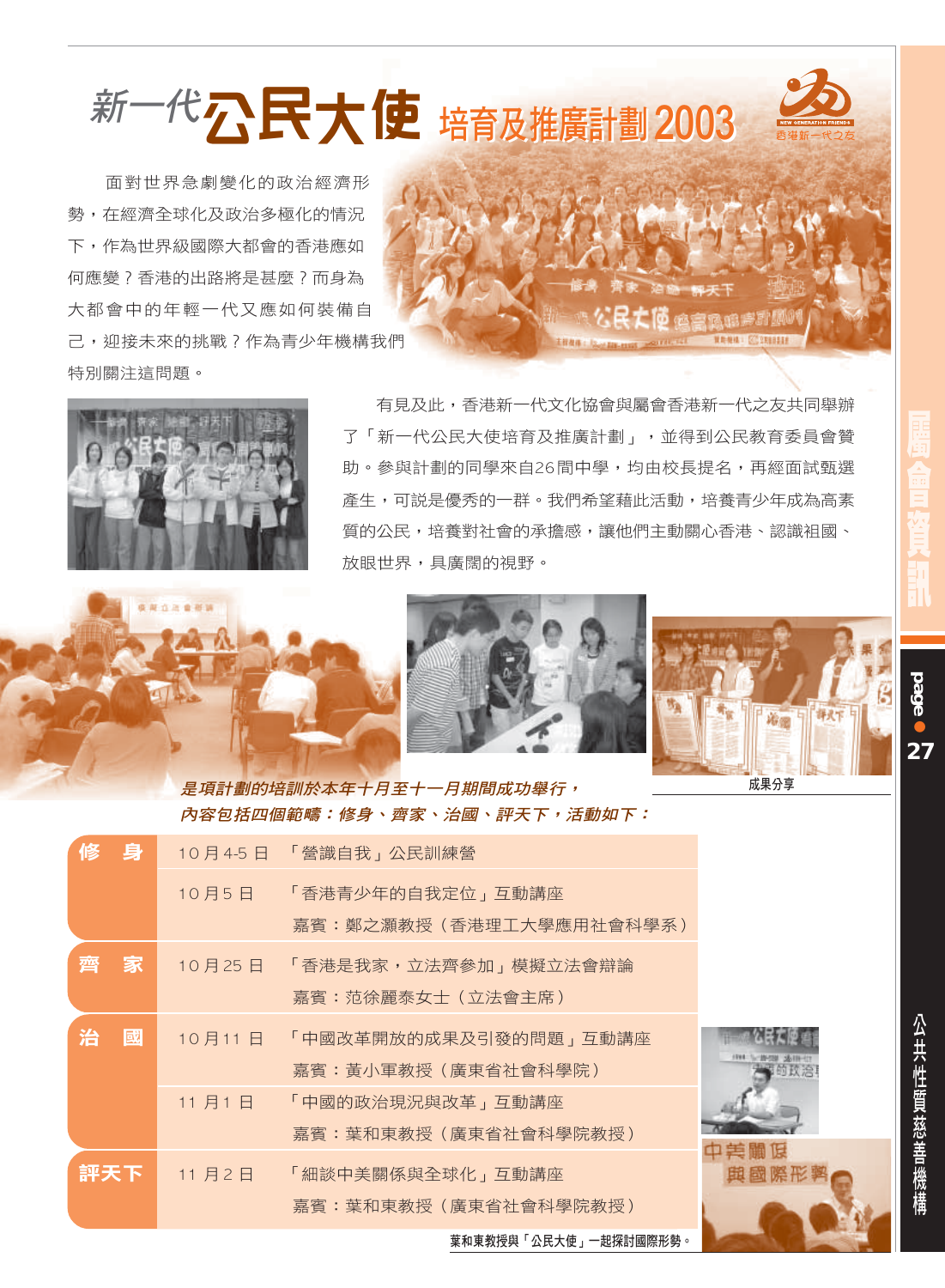# 新一代公民大使 培育及推廣計劃2003

面對世界急劇變化的政治經濟形勢，在經濟全球化及政治多極化的情況下，作為世界級國際大都會的香港應如何應變？香港的出路將是甚麼？而身為大都會中的年輕一代又應如何裝備自己，迎接未來的挑戰？作為青少年機構我們特別關注這問題。

有見及此，香港新一代文化協會與屬會香港新一代之友共同舉辦了「新一代公民大使培育及推廣計劃」，並得到公民教育委員會贊助。參與計劃的同學來自26間中學，均由校長提名，再經面試甄選產生，可說是優秀的一群。我們希望藉此活動，培養青少年成為高素質的公民，培養對社會的承擔感，讓他們主動關心香港、認識祖國、放眼世界，具廣闊的視野。

成果分享

***是項計劃的培訓於本年十月至十一月期間成功舉行，內容包括四個範疇：修身、齊家、治國、評天下，活動如下：***

| 範疇 | 日期 | 活動 |
| --- | --- | --- |
| 修　身 | 10月4-5日 | 「營識自我」公民訓練營 |
| | 10月5日 | 「香港青少年的自我定位」互動講座<br>嘉賓：鄭之灝教授（香港理工大學應用社會科學系） |
| 齊　家 | 10月25日 | 「香港是我家，立法齊參加」模擬立法會辯論<br>嘉賓：范徐麗泰女士（立法會主席） |
| 治　國 | 10月11日 | 「中國改革開放的成果及引發的問題」互動講座<br>嘉賓：黃小軍教授（廣東省社會科學院） |
| | 11月1日 | 「中國的政治現況與改革」互動講座<br>嘉賓：葉和東教授（廣東省社會科學院教授） |
| 評天下 | 11月2日 | 「細談中美關係與全球化」互動講座<br>嘉賓：葉和東教授（廣東省社會科學院教授） |

葉和東教授與「公民大使」一起探討國際形勢。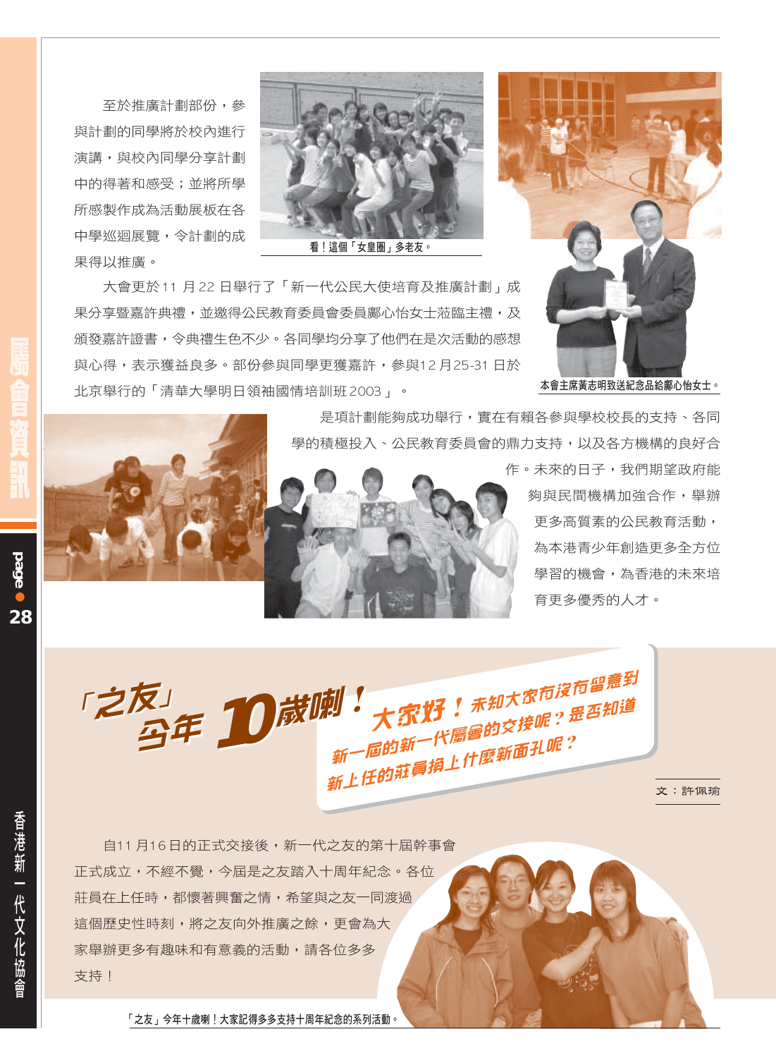至於推廣計劃部份，參與計劃的同學將於校內進行演講，與校內同學分享計劃中的得著和感受；並將所學所感製作成為活動展板在各中學巡迴展覽，令計劃的成果得以推廣。

看！這個「女皇圈」多老友。

大會更於11 月22 日舉行了「新一代公民大使培育及推廣計劃」成果分享暨嘉許典禮，並邀得公民教育委員會委員鄺心怡女士蒞臨主禮，及頒發嘉許證書，令典禮生色不少。各同學均分享了他們在是次活動的感想與心得，表示獲益良多。部份參與同學更獲嘉許，參與12 月25-31 日於北京舉行的「清華大學明日領袖國情培訓班2003」。

本會主席黃志明致送紀念品給鄺心怡女士。

是項計劃能夠成功舉行，實在有賴各參與學校校長的支持、各同學的積極投入、公民教育委員會的鼎力支持，以及各方機構的良好合作。未來的日子，我們期望政府能夠與民間機構加強合作，舉辦更多高質素的公民教育活動，為本港青少年創造更多全方位學習的機會，為香港的未來培育更多優秀的人才。

## 「之友」今年10歲喇！

**大家好！未知大家有沒有留意到新一屆的新一代屬會的交接呢？是否知道新上任的莊員換上什麼新面孔呢？**

文：許佩瑜

自11 月16 日的正式交接後，新一代之友的第十屆幹事會正式成立，不經不覺，今屆是之友踏入十周年紀念。各位莊員在上任時，都懷著興奮之情，希望與之友一同渡過這個歷史性時刻，將之友向外推廣之餘，更會為大家舉辦更多有趣味和有意義的活動，請各位多多支持！

「之友」今年十歲喇！大家記得多多支持十周年紀念的系列活動。